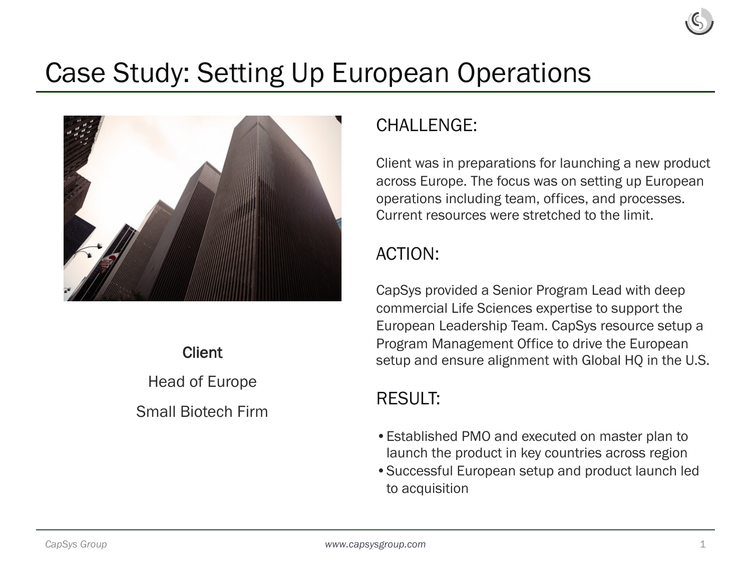# Case Study: Setting Up European Operations

**Client**

Head of Europe

Small Biotech Firm

## CHALLENGE:

Client was in preparations for launching a new product across Europe. The focus was on setting up European operations including team, offices, and processes. Current resources were stretched to the limit.

## ACTION:

CapSys provided a Senior Program Lead with deep commercial Life Sciences expertise to support the European Leadership Team. CapSys resource setup a Program Management Office to drive the European setup and ensure alignment with Global HQ in the U.S.

## RESULT:

- Established PMO and executed on master plan to launch the product in key countries across region
- Successful European setup and product launch led to acquisition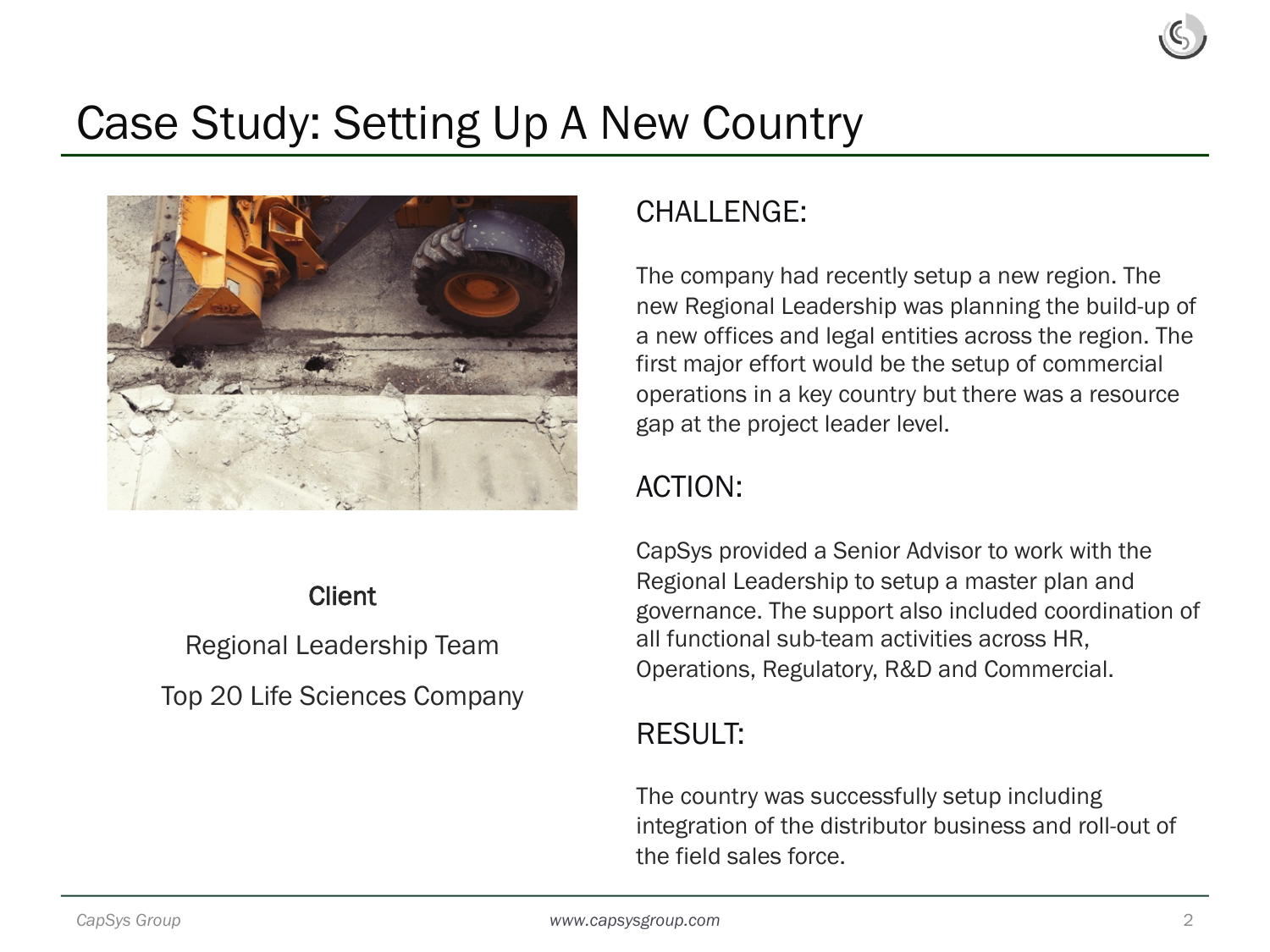# Case Study: Setting Up A New Country

**Client**

Regional Leadership Team

Top 20 Life Sciences Company

## CHALLENGE:

The company had recently setup a new region. The new Regional Leadership was planning the build-up of a new offices and legal entities across the region. The first major effort would be the setup of commercial operations in a key country but there was a resource gap at the project leader level.

## ACTION:

CapSys provided a Senior Advisor to work with the Regional Leadership to setup a master plan and governance. The support also included coordination of all functional sub-team activities across HR, Operations, Regulatory, R&D and Commercial.

## RESULT:

The country was successfully setup including integration of the distributor business and roll-out of the field sales force.